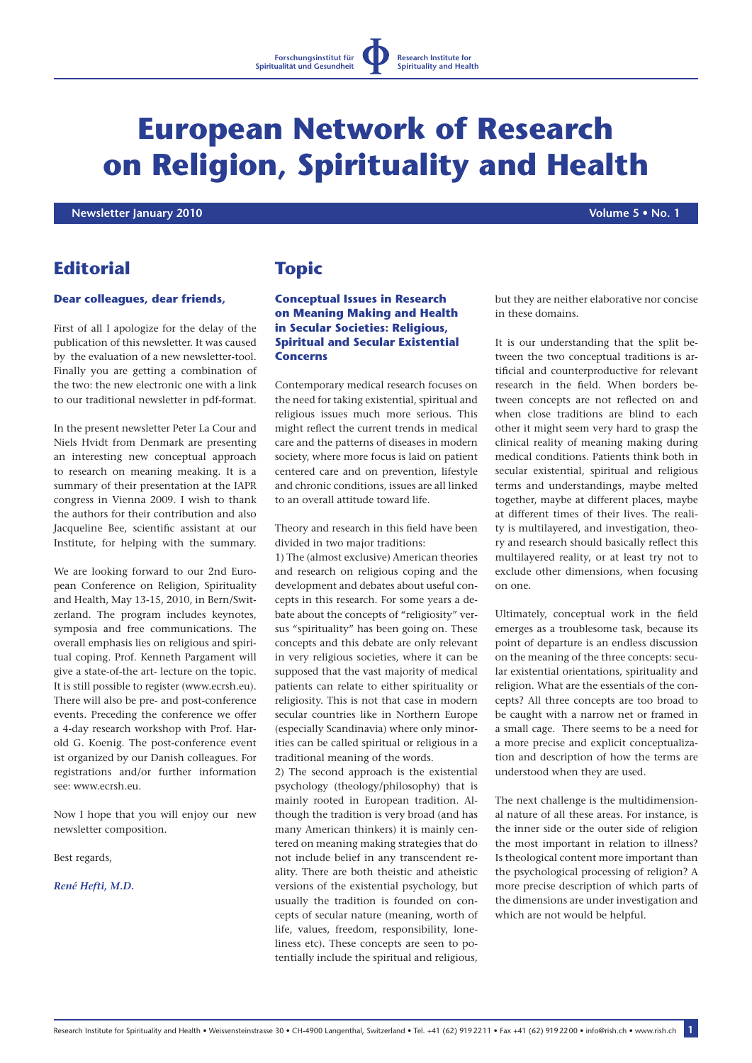Forschungsinstitut für Spiritualität und Gesundheit | Research Institute for Spirituality and Health

# European Network of Research on Religion, Spirituality and Health

**Newsletter January 2010** — **Volume 5 • No. 1**

## Editorial

**Dear colleagues, dear friends,**

First of all I apologize for the delay of the publication of this newsletter. It was caused by the evaluation of a new newsletter-tool. Finally you are getting a combination of the two: the new electronic one with a link to our traditional newsletter in pdf-format.

In the present newsletter Peter La Cour and Niels Hvidt from Denmark are presenting an interesting new conceptual approach to research on meaning meaking. It is a summary of their presentation at the IAPR congress in Vienna 2009. I wish to thank the authors for their contribution and also Jacqueline Bee, scientific assistant at our Institute, for helping with the summary.

We are looking forward to our 2nd European Conference on Religion, Spirituality and Health, May 13-15, 2010, in Bern/Switzerland. The program includes keynotes, symposia and free communications. The overall emphasis lies on religious and spiritual coping. Prof. Kenneth Pargament will give a state-of-the art- lecture on the topic. It is still possible to register (www.ecrsh.eu). There will also be pre- and post-conference events. Preceding the conference we offer a 4-day research workshop with Prof. Harold G. Koenig. The post-conference event ist organized by our Danish colleagues. For registrations and/or further information see: www.ecrsh.eu.

Now I hope that you will enjoy our new newsletter composition.

Best regards,

*René Hefti, M.D.*

## Topic

### Conceptual Issues in Research on Meaning Making and Health in Secular Societies: Religious, Spiritual and Secular Existential Concerns

Contemporary medical research focuses on the need for taking existential, spiritual and religious issues much more serious. This might reflect the current trends in medical care and the patterns of diseases in modern society, where more focus is laid on patient centered care and on prevention, lifestyle and chronic conditions, issues are all linked to an overall attitude toward life.

Theory and research in this field have been divided in two major traditions:
1) The (almost exclusive) American theories and research on religious coping and the development and debates about useful concepts in this research. For some years a debate about the concepts of "religiosity" versus "spirituality" has been going on. These concepts and this debate are only relevant in very religious societies, where it can be supposed that the vast majority of medical patients can relate to either spirituality or religiosity. This is not that case in modern secular countries like in Northern Europe (especially Scandinavia) where only minorities can be called spiritual or religious in a traditional meaning of the words.
2) The second approach is the existential psychology (theology/philosophy) that is mainly rooted in European tradition. Although the tradition is very broad (and has many American thinkers) it is mainly centered on meaning making strategies that do not include belief in any transcendent reality. There are both theistic and atheistic versions of the existential psychology, but usually the tradition is founded on concepts of secular nature (meaning, worth of life, values, freedom, responsibility, loneliness etc). These concepts are seen to potentially include the spiritual and religious, but they are neither elaborative nor concise in these domains.

It is our understanding that the split between the two conceptual traditions is artificial and counterproductive for relevant research in the field. When borders between concepts are not reflected on and when close traditions are blind to each other it might seem very hard to grasp the clinical reality of meaning making during medical conditions. Patients think both in secular existential, spiritual and religious terms and understandings, maybe melted together, maybe at different places, maybe at different times of their lives. The reality is multilayered, and investigation, theory and research should basically reflect this multilayered reality, or at least try not to exclude other dimensions, when focusing on one.

Ultimately, conceptual work in the field emerges as a troublesome task, because its point of departure is an endless discussion on the meaning of the three concepts: secular existential orientations, spirituality and religion. What are the essentials of the concepts? All three concepts are too broad to be caught with a narrow net or framed in a small cage. There seems to be a need for a more precise and explicit conceptualization and description of how the terms are understood when they are used.

The next challenge is the multidimensional nature of all these areas. For instance, is the inner side or the outer side of religion the most important in relation to illness? Is theological content more important than the psychological processing of religion? A more precise description of which parts of the dimensions are under investigation and which are not would be helpful.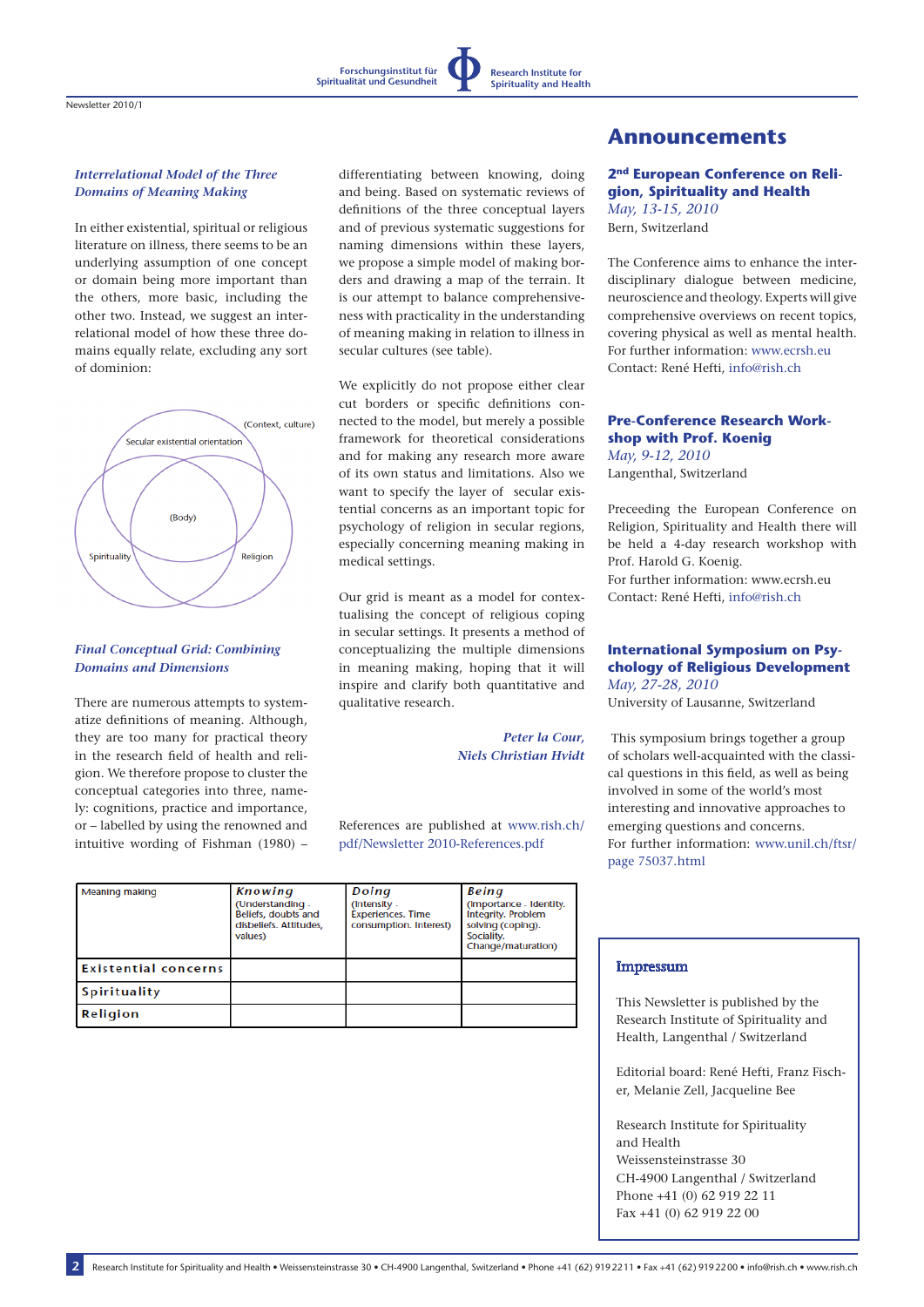## Interrelational Model of the Three Domains of Meaning Making

In either existential, spiritual or religious literature on illness, there seems to be an underlying assumption of one concept or domain being more important than the others, more basic, including the other two. Instead, we suggest an interrelational model of how these three domains equally relate, excluding any sort of dominion:

(Context, culture)

Secular existential orientation

(Body)

Spirituality

Religion

## Final Conceptual Grid: Combining Domains and Dimensions

There are numerous attempts to systematize definitions of meaning. Although, they are too many for practical theory in the research field of health and religion. We therefore propose to cluster the conceptual categories into three, namely: cognitions, practice and importance, or – labelled by using the renowned and intuitive wording of Fishman (1980) – differentiating between knowing, doing and being. Based on systematic reviews of definitions of the three conceptual layers and of previous systematic suggestions for naming dimensions within these layers, we propose a simple model of making borders and drawing a map of the terrain. It is our attempt to balance comprehensiveness with practicality in the understanding of meaning making in relation to illness in secular cultures (see table).

We explicitly do not propose either clear cut borders or specific definitions connected to the model, but merely a possible framework for theoretical considerations and for making any research more aware of its own status and limitations. Also we want to specify the layer of secular existential concerns as an important topic for psychology of religion in secular regions, especially concerning meaning making in medical settings.

Our grid is meant as a model for contextualising the concept of religious coping in secular settings. It presents a method of conceptualizing the multiple dimensions in meaning making, hoping that it will inspire and clarify both quantitative and qualitative research.

*Peter la Cour,*
*Niels Christian Hvidt*

References are published at www.rish.ch/pdf/Newsletter 2010-References.pdf

| Meaning making | Knowing (Understanding - Beliefs, doubts and disbeliefs. Attitudes, values) | Doing (Intensity - Experiences. Time consumption. Interest) | Being (Importance - Identity. Integrity. Problem solving (coping). Sociality. Change/maturation) |
|---|---|---|---|
| Existential concerns | | | |
| Spirituality | | | |
| Religion | | | |

# Announcements

### 2nd European Conference on Religion, Spirituality and Health

*May, 13-15, 2010*
Bern, Switzerland

The Conference aims to enhance the interdisciplinary dialogue between medicine, neuroscience and theology. Experts will give comprehensive overviews on recent topics, covering physical as well as mental health.
For further information: www.ecrsh.eu
Contact: René Hefti, info@rish.ch

### Pre-Conference Research Workshop with Prof. Koenig

*May, 9-12, 2010*
Langenthal, Switzerland

Preceeding the European Conference on Religion, Spirituality and Health there will be held a 4-day research workshop with Prof. Harold G. Koenig.
For further information: www.ecrsh.eu
Contact: René Hefti, info@rish.ch

### International Symposium on Psychology of Religious Development

*May, 27-28, 2010*
University of Lausanne, Switzerland

This symposium brings together a group of scholars well-acquainted with the classical questions in this field, as well as being involved in some of the world's most interesting and innovative approaches to emerging questions and concerns.
For further information: www.unil.ch/ftsr/page 75037.html

### Impressum

This Newsletter is published by the Research Institute of Spirituality and Health, Langenthal / Switzerland

Editorial board: René Hefti, Franz Fischer, Melanie Zell, Jacqueline Bee

Research Institute for Spirituality and Health
Weissensteinstrasse 30
CH-4900 Langenthal / Switzerland
Phone +41 (0) 62 919 22 11
Fax +41 (0) 62 919 22 00